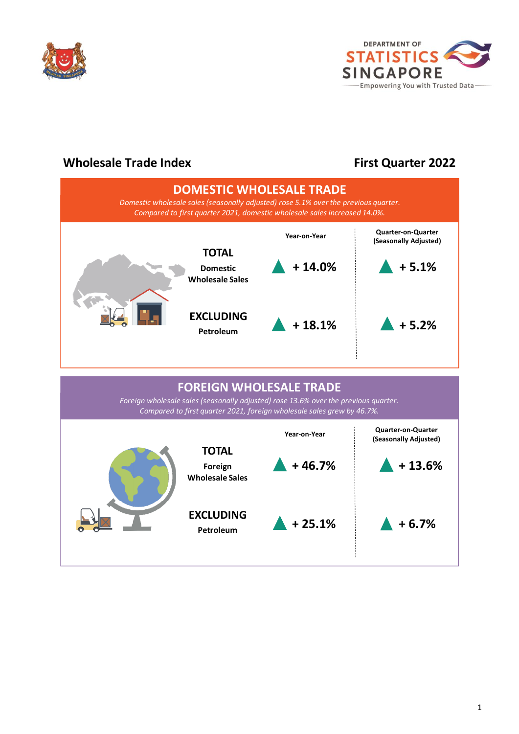DEPARTMENT OF STATISTICS SINGAPORE

Empowering You with Trusted Data

# Wholesale Trade Index

## First Quarter 2022

## DOMESTIC WHOLESALE TRADE

*Domestic wholesale sales (seasonally adjusted) rose 5.1% over the previous quarter. Compared to first quarter 2021, domestic wholesale sales increased 14.0%.*

| | Year-on-Year | Quarter-on-Quarter (Seasonally Adjusted) |
|---|---|---|
| **TOTAL** Domestic Wholesale Sales | ▲ + 14.0% | ▲ + 5.1% |
| **EXCLUDING** Petroleum | ▲ + 18.1% | ▲ + 5.2% |

## FOREIGN WHOLESALE TRADE

*Foreign wholesale sales (seasonally adjusted) rose 13.6% over the previous quarter. Compared to first quarter 2021, foreign wholesale sales grew by 46.7%.*

| | Year-on-Year | Quarter-on-Quarter (Seasonally Adjusted) |
|---|---|---|
| **TOTAL** Foreign Wholesale Sales | ▲ + 46.7% | ▲ + 13.6% |
| **EXCLUDING** Petroleum | ▲ + 25.1% | ▲ + 6.7% |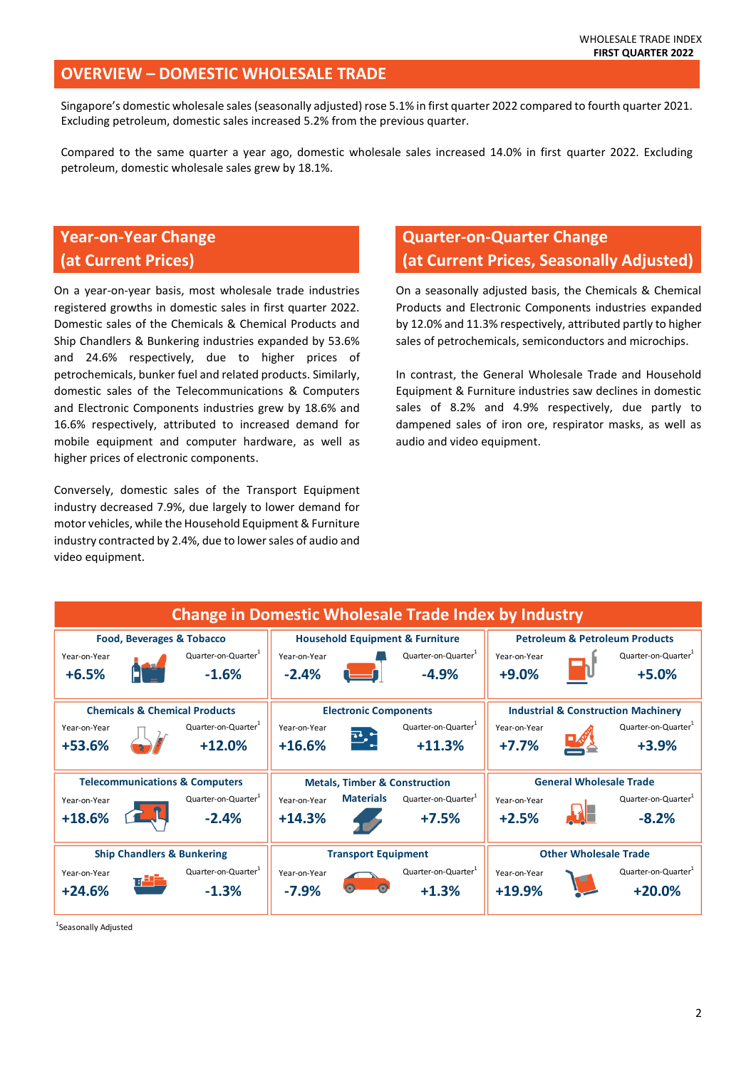## OVERVIEW – DOMESTIC WHOLESALE TRADE

Singapore's domestic wholesale sales (seasonally adjusted) rose 5.1% in first quarter 2022 compared to fourth quarter 2021. Excluding petroleum, domestic sales increased 5.2% from the previous quarter.

Compared to the same quarter a year ago, domestic wholesale sales increased 14.0% in first quarter 2022. Excluding petroleum, domestic wholesale sales grew by 18.1%.

### Year-on-Year Change (at Current Prices)

On a year-on-year basis, most wholesale trade industries registered growths in domestic sales in first quarter 2022. Domestic sales of the Chemicals & Chemical Products and Ship Chandlers & Bunkering industries expanded by 53.6% and 24.6% respectively, due to higher prices of petrochemicals, bunker fuel and related products. Similarly, domestic sales of the Telecommunications & Computers and Electronic Components industries grew by 18.6% and 16.6% respectively, attributed to increased demand for mobile equipment and computer hardware, as well as higher prices of electronic components.

Conversely, domestic sales of the Transport Equipment industry decreased 7.9%, due largely to lower demand for motor vehicles, while the Household Equipment & Furniture industry contracted by 2.4%, due to lower sales of audio and video equipment.

### Quarter-on-Quarter Change (at Current Prices, Seasonally Adjusted)

On a seasonally adjusted basis, the Chemicals & Chemical Products and Electronic Components industries expanded by 12.0% and 11.3% respectively, attributed partly to higher sales of petrochemicals, semiconductors and microchips.

In contrast, the General Wholesale Trade and Household Equipment & Furniture industries saw declines in domestic sales of 8.2% and 4.9% respectively, due partly to dampened sales of iron ore, respirator masks, as well as audio and video equipment.

### Change in Domestic Wholesale Trade Index by Industry

| Industry | Year-on-Year | Quarter-on-Quarter[1] |
|---|---|---|
| Food, Beverages & Tobacco | +6.5% | -1.6% |
| Household Equipment & Furniture | -2.4% | -4.9% |
| Petroleum & Petroleum Products | +9.0% | +5.0% |
| Chemicals & Chemical Products | +53.6% | +12.0% |
| Electronic Components | +16.6% | +11.3% |
| Industrial & Construction Machinery | +7.7% | +3.9% |
| Telecommunications & Computers | +18.6% | -2.4% |
| Metals, Timber & Construction Materials | +14.3% | +7.5% |
| General Wholesale Trade | +2.5% | -8.2% |
| Ship Chandlers & Bunkering | +24.6% | -1.3% |
| Transport Equipment | -7.9% | +1.3% |
| Other Wholesale Trade | +19.9% | +20.0% |

[1]Seasonally Adjusted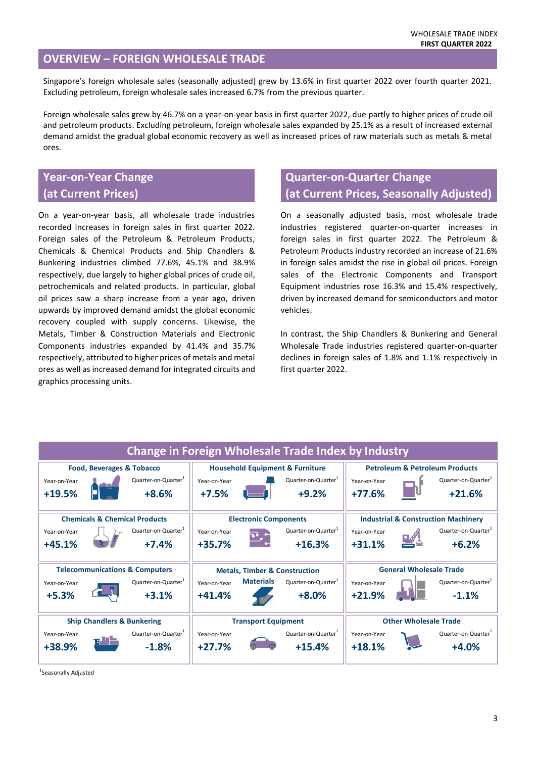## OVERVIEW – FOREIGN WHOLESALE TRADE

Singapore's foreign wholesale sales (seasonally adjusted) grew by 13.6% in first quarter 2022 over fourth quarter 2021. Excluding petroleum, foreign wholesale sales increased 6.7% from the previous quarter.

Foreign wholesale sales grew by 46.7% on a year-on-year basis in first quarter 2022, due partly to higher prices of crude oil and petroleum products. Excluding petroleum, foreign wholesale sales expanded by 25.1% as a result of increased external demand amidst the gradual global economic recovery as well as increased prices of raw materials such as metals & metal ores.

### Year-on-Year Change (at Current Prices)

On a year-on-year basis, all wholesale trade industries recorded increases in foreign sales in first quarter 2022. Foreign sales of the Petroleum & Petroleum Products, Chemicals & Chemical Products and Ship Chandlers & Bunkering industries climbed 77.6%, 45.1% and 38.9% respectively, due largely to higher global prices of crude oil, petrochemicals and related products. In particular, global oil prices saw a sharp increase from a year ago, driven upwards by improved demand amidst the global economic recovery coupled with supply concerns. Likewise, the Metals, Timber & Construction Materials and Electronic Components industries expanded by 41.4% and 35.7% respectively, attributed to higher prices of metals and metal ores as well as increased demand for integrated circuits and graphics processing units.

### Quarter-on-Quarter Change (at Current Prices, Seasonally Adjusted)

On a seasonally adjusted basis, most wholesale trade industries registered quarter-on-quarter increases in foreign sales in first quarter 2022. The Petroleum & Petroleum Products industry recorded an increase of 21.6% in foreign sales amidst the rise in global oil prices. Foreign sales of the Electronic Components and Transport Equipment industries rose 16.3% and 15.4% respectively, driven by increased demand for semiconductors and motor vehicles.

In contrast, the Ship Chandlers & Bunkering and General Wholesale Trade industries registered quarter-on-quarter declines in foreign sales of 1.8% and 1.1% respectively in first quarter 2022.

### Change in Foreign Wholesale Trade Index by Industry

| Industry | Year-on-Year | Quarter-on-Quarter[1] |
|---|---|---|
| Food, Beverages & Tobacco | +19.5% | +8.6% |
| Household Equipment & Furniture | +7.5% | +9.2% |
| Petroleum & Petroleum Products | +77.6% | +21.6% |
| Chemicals & Chemical Products | +45.1% | +7.4% |
| Electronic Components | +35.7% | +16.3% |
| Industrial & Construction Machinery | +31.1% | +6.2% |
| Telecommunications & Computers | +5.3% | +3.1% |
| Metals, Timber & Construction Materials | +41.4% | +8.0% |
| General Wholesale Trade | +21.9% | -1.1% |
| Ship Chandlers & Bunkering | +38.9% | -1.8% |
| Transport Equipment | +27.7% | +15.4% |
| Other Wholesale Trade | +18.1% | +4.0% |

[1]Seasonally Adjusted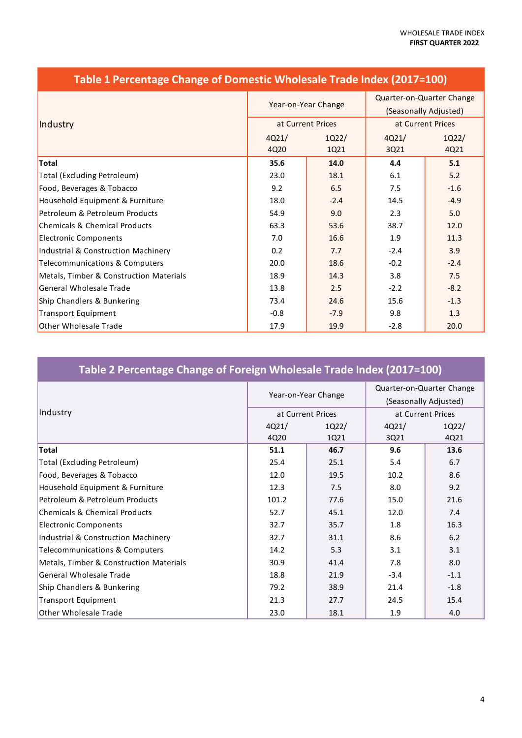## Table 1 Percentage Change of Domestic Wholesale Trade Index (2017=100)

| Industry | Year-on-Year Change at Current Prices | | Quarter-on-Quarter Change (Seasonally Adjusted) at Current Prices | |
|---|---|---|---|---|
| | 4Q21/ 4Q20 | 1Q22/ 1Q21 | 4Q21/ 3Q21 | 1Q22/ 4Q21 |
| **Total** | **35.6** | **14.0** | **4.4** | **5.1** |
| Total (Excluding Petroleum) | 23.0 | 18.1 | 6.1 | 5.2 |
| Food, Beverages & Tobacco | 9.2 | 6.5 | 7.5 | -1.6 |
| Household Equipment & Furniture | 18.0 | -2.4 | 14.5 | -4.9 |
| Petroleum & Petroleum Products | 54.9 | 9.0 | 2.3 | 5.0 |
| Chemicals & Chemical Products | 63.3 | 53.6 | 38.7 | 12.0 |
| Electronic Components | 7.0 | 16.6 | 1.9 | 11.3 |
| Industrial & Construction Machinery | 0.2 | 7.7 | -2.4 | 3.9 |
| Telecommunications & Computers | 20.0 | 18.6 | -0.2 | -2.4 |
| Metals, Timber & Construction Materials | 18.9 | 14.3 | 3.8 | 7.5 |
| General Wholesale Trade | 13.8 | 2.5 | -2.2 | -8.2 |
| Ship Chandlers & Bunkering | 73.4 | 24.6 | 15.6 | -1.3 |
| Transport Equipment | -0.8 | -7.9 | 9.8 | 1.3 |
| Other Wholesale Trade | 17.9 | 19.9 | -2.8 | 20.0 |

## Table 2 Percentage Change of Foreign Wholesale Trade Index (2017=100)

| Industry | Year-on-Year Change at Current Prices | | Quarter-on-Quarter Change (Seasonally Adjusted) at Current Prices | |
|---|---|---|---|---|
| | 4Q21/ 4Q20 | 1Q22/ 1Q21 | 4Q21/ 3Q21 | 1Q22/ 4Q21 |
| **Total** | **51.1** | **46.7** | **9.6** | **13.6** |
| Total (Excluding Petroleum) | 25.4 | 25.1 | 5.4 | 6.7 |
| Food, Beverages & Tobacco | 12.0 | 19.5 | 10.2 | 8.6 |
| Household Equipment & Furniture | 12.3 | 7.5 | 8.0 | 9.2 |
| Petroleum & Petroleum Products | 101.2 | 77.6 | 15.0 | 21.6 |
| Chemicals & Chemical Products | 52.7 | 45.1 | 12.0 | 7.4 |
| Electronic Components | 32.7 | 35.7 | 1.8 | 16.3 |
| Industrial & Construction Machinery | 32.7 | 31.1 | 8.6 | 6.2 |
| Telecommunications & Computers | 14.2 | 5.3 | 3.1 | 3.1 |
| Metals, Timber & Construction Materials | 30.9 | 41.4 | 7.8 | 8.0 |
| General Wholesale Trade | 18.8 | 21.9 | -3.4 | -1.1 |
| Ship Chandlers & Bunkering | 79.2 | 38.9 | 21.4 | -1.8 |
| Transport Equipment | 21.3 | 27.7 | 24.5 | 15.4 |
| Other Wholesale Trade | 23.0 | 18.1 | 1.9 | 4.0 |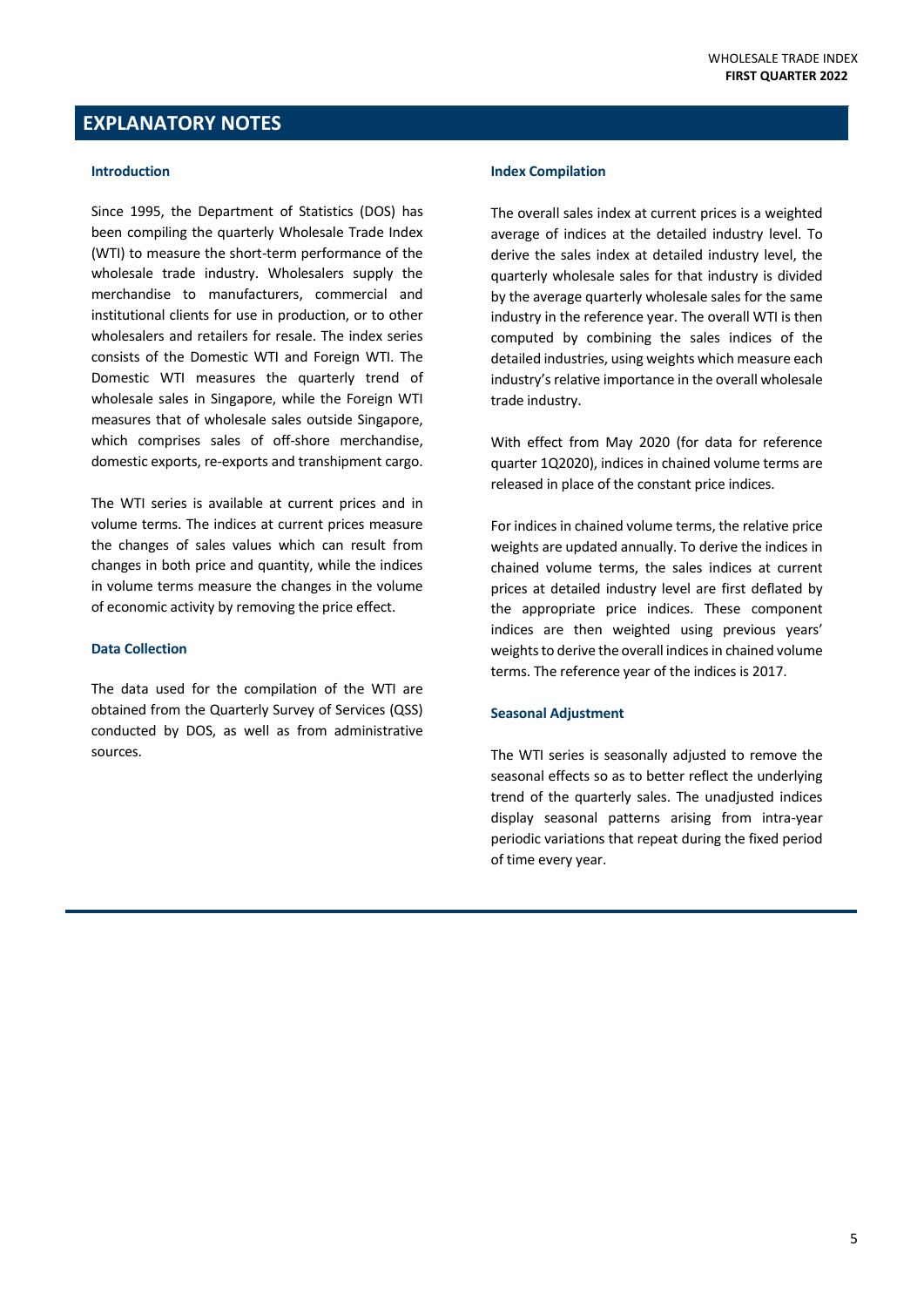# EXPLANATORY NOTES

### Introduction

Since 1995, the Department of Statistics (DOS) has been compiling the quarterly Wholesale Trade Index (WTI) to measure the short-term performance of the wholesale trade industry. Wholesalers supply the merchandise to manufacturers, commercial and institutional clients for use in production, or to other wholesalers and retailers for resale. The index series consists of the Domestic WTI and Foreign WTI. The Domestic WTI measures the quarterly trend of wholesale sales in Singapore, while the Foreign WTI measures that of wholesale sales outside Singapore, which comprises sales of off-shore merchandise, domestic exports, re-exports and transhipment cargo.

The WTI series is available at current prices and in volume terms. The indices at current prices measure the changes of sales values which can result from changes in both price and quantity, while the indices in volume terms measure the changes in the volume of economic activity by removing the price effect.

### Data Collection

The data used for the compilation of the WTI are obtained from the Quarterly Survey of Services (QSS) conducted by DOS, as well as from administrative sources.

### Index Compilation

The overall sales index at current prices is a weighted average of indices at the detailed industry level. To derive the sales index at detailed industry level, the quarterly wholesale sales for that industry is divided by the average quarterly wholesale sales for the same industry in the reference year. The overall WTI is then computed by combining the sales indices of the detailed industries, using weights which measure each industry's relative importance in the overall wholesale trade industry.

With effect from May 2020 (for data for reference quarter 1Q2020), indices in chained volume terms are released in place of the constant price indices.

For indices in chained volume terms, the relative price weights are updated annually. To derive the indices in chained volume terms, the sales indices at current prices at detailed industry level are first deflated by the appropriate price indices. These component indices are then weighted using previous years' weights to derive the overall indices in chained volume terms. The reference year of the indices is 2017.

### Seasonal Adjustment

The WTI series is seasonally adjusted to remove the seasonal effects so as to better reflect the underlying trend of the quarterly sales. The unadjusted indices display seasonal patterns arising from intra-year periodic variations that repeat during the fixed period of time every year.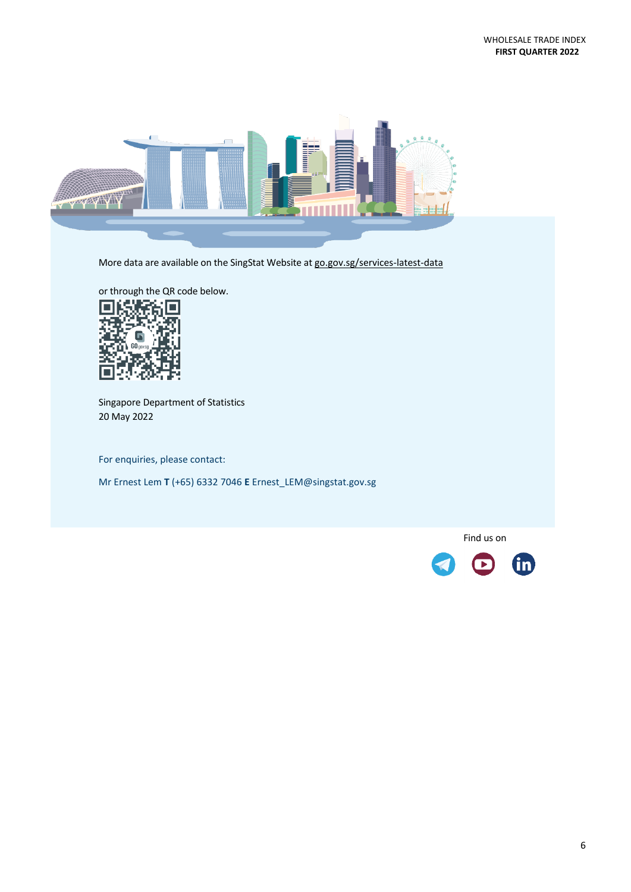More data are available on the SingStat Website at go.gov.sg/services-latest-data

or through the QR code below.

Singapore Department of Statistics
20 May 2022

For enquiries, please contact:

Mr Ernest Lem **T** (+65) 6332 7046 **E** Ernest_LEM@singstat.gov.sg

Find us on